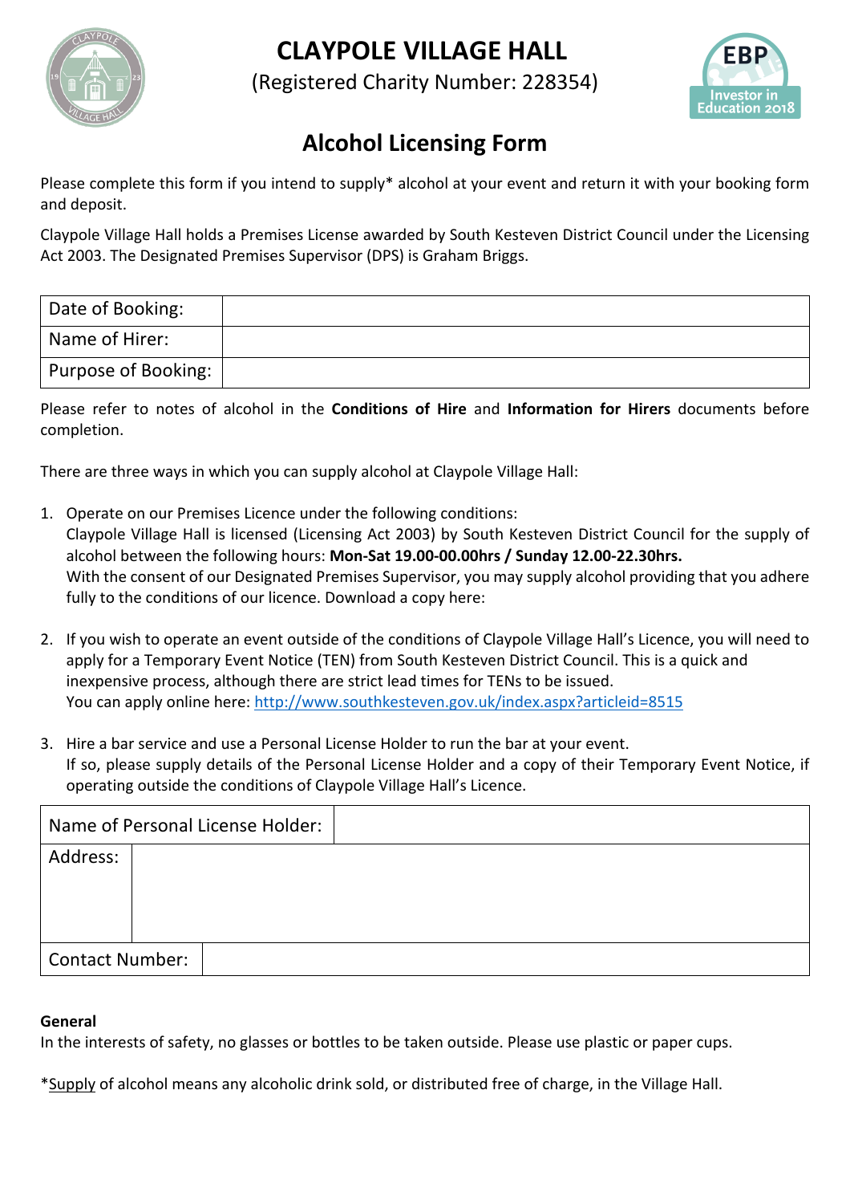# CLAYPOLE VILLAGE HALL

(Registered Charity Number: 228354)

## Alcohol Licensing Form

Please complete this form if you intend to supply* alcohol at your event and return it with your booking form and deposit.

Claypole Village Hall holds a Premises License awarded by South Kesteven District Council under the Licensing Act 2003. The Designated Premises Supervisor (DPS) is Graham Briggs.

| Date of Booking: | |
|---|---|
| Name of Hirer: | |
| Purpose of Booking: | |

Please refer to notes of alcohol in the **Conditions of Hire** and **Information for Hirers** documents before completion.

There are three ways in which you can supply alcohol at Claypole Village Hall:

1. Operate on our Premises Licence under the following conditions:
   Claypole Village Hall is licensed (Licensing Act 2003) by South Kesteven District Council for the supply of alcohol between the following hours: **Mon-Sat 19.00-00.00hrs / Sunday 12.00-22.30hrs.**
   With the consent of our Designated Premises Supervisor, you may supply alcohol providing that you adhere fully to the conditions of our licence. Download a copy here:

2. If you wish to operate an event outside of the conditions of Claypole Village Hall's Licence, you will need to apply for a Temporary Event Notice (TEN) from South Kesteven District Council. This is a quick and inexpensive process, although there are strict lead times for TENs to be issued.
   You can apply online here: http://www.southkesteven.gov.uk/index.aspx?articleid=8515

3. Hire a bar service and use a Personal License Holder to run the bar at your event.
   If so, please supply details of the Personal License Holder and a copy of their Temporary Event Notice, if operating outside the conditions of Claypole Village Hall's Licence.

| Name of Personal License Holder: | |
|---|---|
| Address: | |
| Contact Number: | |

**General**

In the interests of safety, no glasses or bottles to be taken outside. Please use plastic or paper cups.

*Supply of alcohol means any alcoholic drink sold, or distributed free of charge, in the Village Hall.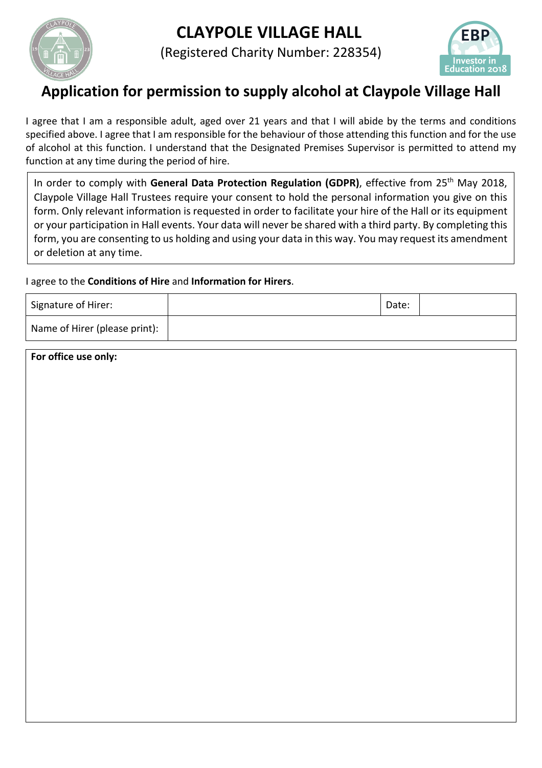# CLAYPOLE VILLAGE HALL

(Registered Charity Number: 228354)

## Application for permission to supply alcohol at Claypole Village Hall

I agree that I am a responsible adult, aged over 21 years and that I will abide by the terms and conditions specified above. I agree that I am responsible for the behaviour of those attending this function and for the use of alcohol at this function. I understand that the Designated Premises Supervisor is permitted to attend my function at any time during the period of hire.

In order to comply with **General Data Protection Regulation (GDPR)**, effective from 25th May 2018, Claypole Village Hall Trustees require your consent to hold the personal information you give on this form. Only relevant information is requested in order to facilitate your hire of the Hall or its equipment or your participation in Hall events. Your data will never be shared with a third party. By completing this form, you are consenting to us holding and using your data in this way. You may request its amendment or deletion at any time.

I agree to the **Conditions of Hire** and **Information for Hirers**.

| | | | |
|---|---|---|---|
| Signature of Hirer: | | Date: | |
| Name of Hirer (please print): | | | |

**For office use only:**